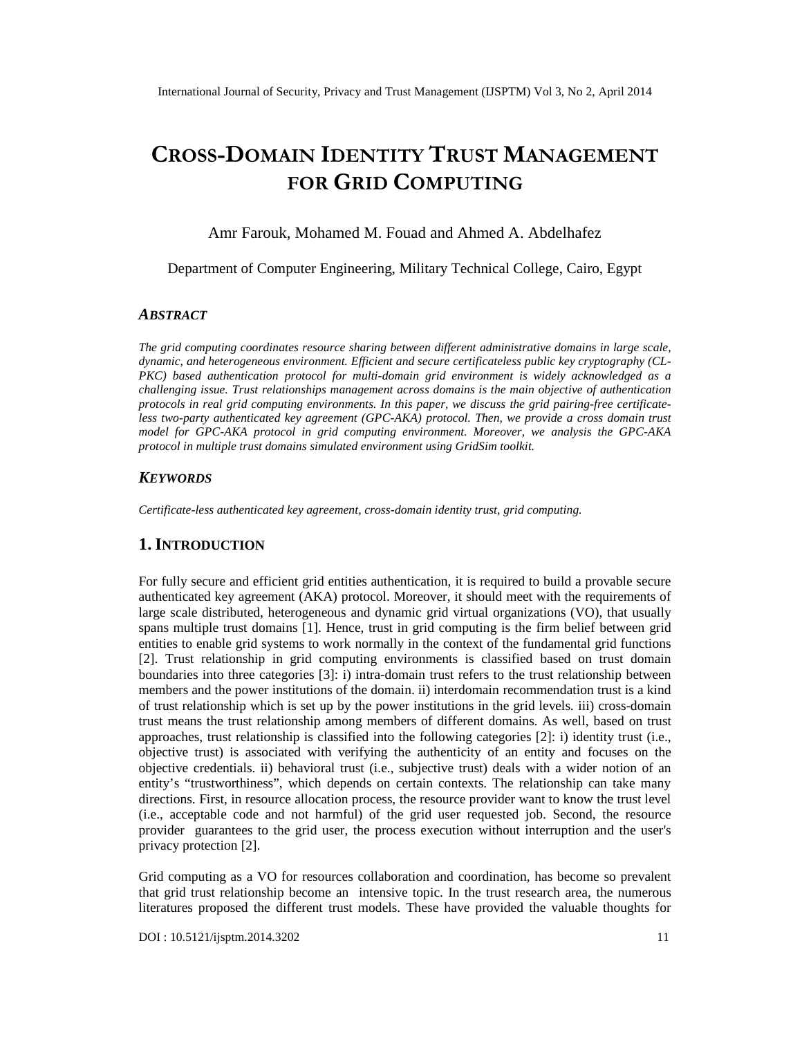# CROSS-DOMAIN IDENTITY TRUST MANAGEMENT FOR GRID COMPUTING

Amr Farouk, Mohamed M. Fouad and Ahmed A. Abdelhafez

Department of Computer Engineering, Military Technical College, Cairo, Egypt

### *ABSTRACT*

*The grid computing coordinates resource sharing between different administrative domains in large scale, dynamic, and heterogeneous environment. Efficient and secure certificateless public key cryptography (CL-PKC) based authentication protocol for multi-domain grid environment is widely acknowledged as a challenging issue. Trust relationships management across domains is the main objective of authentication protocols in real grid computing environments. In this paper, we discuss the grid pairing-free certificate-less two-party authenticated key agreement (GPC-AKA) protocol. Then, we provide a cross domain trust model for GPC-AKA protocol in grid computing environment. Moreover, we analysis the GPC-AKA protocol in multiple trust domains simulated environment using GridSim toolkit.*

### *KEYWORDS*

*Certificate-less authenticated key agreement, cross-domain identity trust, grid computing.*

## 1. INTRODUCTION

For fully secure and efficient grid entities authentication, it is required to build a provable secure authenticated key agreement (AKA) protocol. Moreover, it should meet with the requirements of large scale distributed, heterogeneous and dynamic grid virtual organizations (VO), that usually spans multiple trust domains [1]. Hence, trust in grid computing is the firm belief between grid entities to enable grid systems to work normally in the context of the fundamental grid functions [2]. Trust relationship in grid computing environments is classified based on trust domain boundaries into three categories [3]: i) intra-domain trust refers to the trust relationship between members and the power institutions of the domain. ii) interdomain recommendation trust is a kind of trust relationship which is set up by the power institutions in the grid levels. iii) cross-domain trust means the trust relationship among members of different domains. As well, based on trust approaches, trust relationship is classified into the following categories [2]: i) identity trust (i.e., objective trust) is associated with verifying the authenticity of an entity and focuses on the objective credentials. ii) behavioral trust (i.e., subjective trust) deals with a wider notion of an entity's "trustworthiness", which depends on certain contexts. The relationship can take many directions. First, in resource allocation process, the resource provider want to know the trust level (i.e., acceptable code and not harmful) of the grid user requested job. Second, the resource provider guarantees to the grid user, the process execution without interruption and the user's privacy protection [2].

Grid computing as a VO for resources collaboration and coordination, has become so prevalent that grid trust relationship become an intensive topic. In the trust research area, the numerous literatures proposed the different trust models. These have provided the valuable thoughts for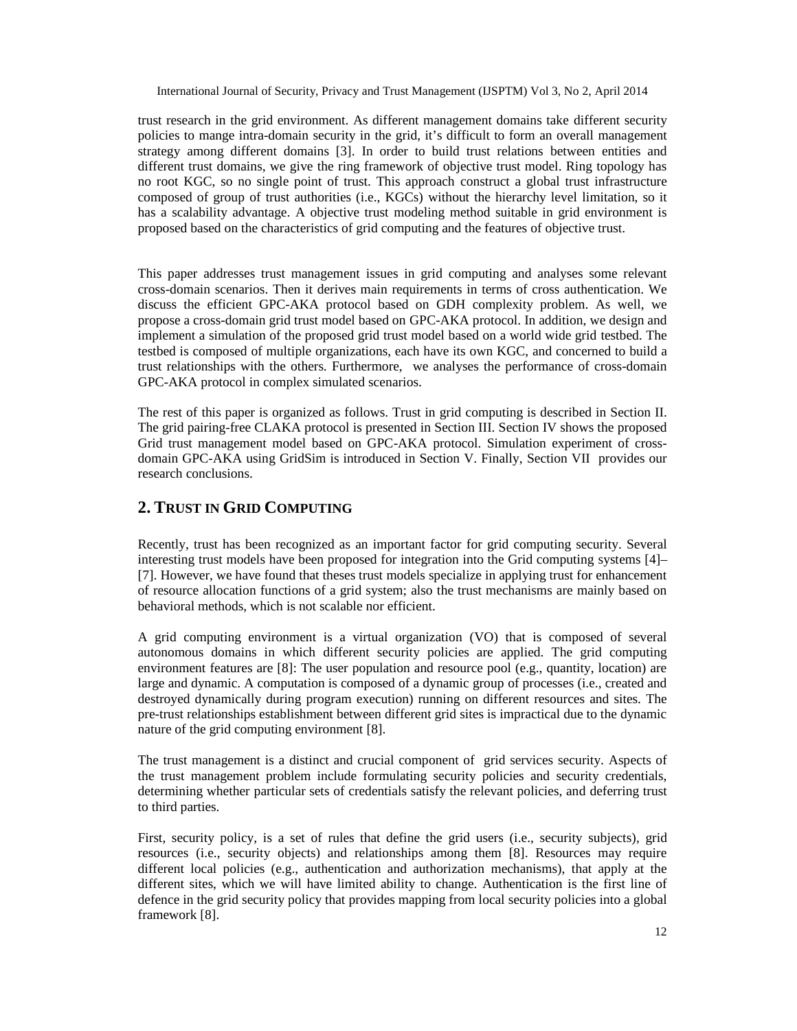trust research in the grid environment. As different management domains take different security policies to mange intra-domain security in the grid, it's difficult to form an overall management strategy among different domains [3]. In order to build trust relations between entities and different trust domains, we give the ring framework of objective trust model. Ring topology has no root KGC, so no single point of trust. This approach construct a global trust infrastructure composed of group of trust authorities (i.e., KGCs) without the hierarchy level limitation, so it has a scalability advantage. A objective trust modeling method suitable in grid environment is proposed based on the characteristics of grid computing and the features of objective trust.

This paper addresses trust management issues in grid computing and analyses some relevant cross-domain scenarios. Then it derives main requirements in terms of cross authentication. We discuss the efficient GPC-AKA protocol based on GDH complexity problem. As well, we propose a cross-domain grid trust model based on GPC-AKA protocol. In addition, we design and implement a simulation of the proposed grid trust model based on a world wide grid testbed. The testbed is composed of multiple organizations, each have its own KGC, and concerned to build a trust relationships with the others. Furthermore, we analyses the performance of cross-domain GPC-AKA protocol in complex simulated scenarios.

The rest of this paper is organized as follows. Trust in grid computing is described in Section II. The grid pairing-free CLAKA protocol is presented in Section III. Section IV shows the proposed Grid trust management model based on GPC-AKA protocol. Simulation experiment of cross-domain GPC-AKA using GridSim is introduced in Section V. Finally, Section VII provides our research conclusions.

## 2. TRUST IN GRID COMPUTING

Recently, trust has been recognized as an important factor for grid computing security. Several interesting trust models have been proposed for integration into the Grid computing systems [4]–[7]. However, we have found that theses trust models specialize in applying trust for enhancement of resource allocation functions of a grid system; also the trust mechanisms are mainly based on behavioral methods, which is not scalable nor efficient.

A grid computing environment is a virtual organization (VO) that is composed of several autonomous domains in which different security policies are applied. The grid computing environment features are [8]: The user population and resource pool (e.g., quantity, location) are large and dynamic. A computation is composed of a dynamic group of processes (i.e., created and destroyed dynamically during program execution) running on different resources and sites. The pre-trust relationships establishment between different grid sites is impractical due to the dynamic nature of the grid computing environment [8].

The trust management is a distinct and crucial component of grid services security. Aspects of the trust management problem include formulating security policies and security credentials, determining whether particular sets of credentials satisfy the relevant policies, and deferring trust to third parties.

First, security policy, is a set of rules that define the grid users (i.e., security subjects), grid resources (i.e., security objects) and relationships among them [8]. Resources may require different local policies (e.g., authentication and authorization mechanisms), that apply at the different sites, which we will have limited ability to change. Authentication is the first line of defence in the grid security policy that provides mapping from local security policies into a global framework [8].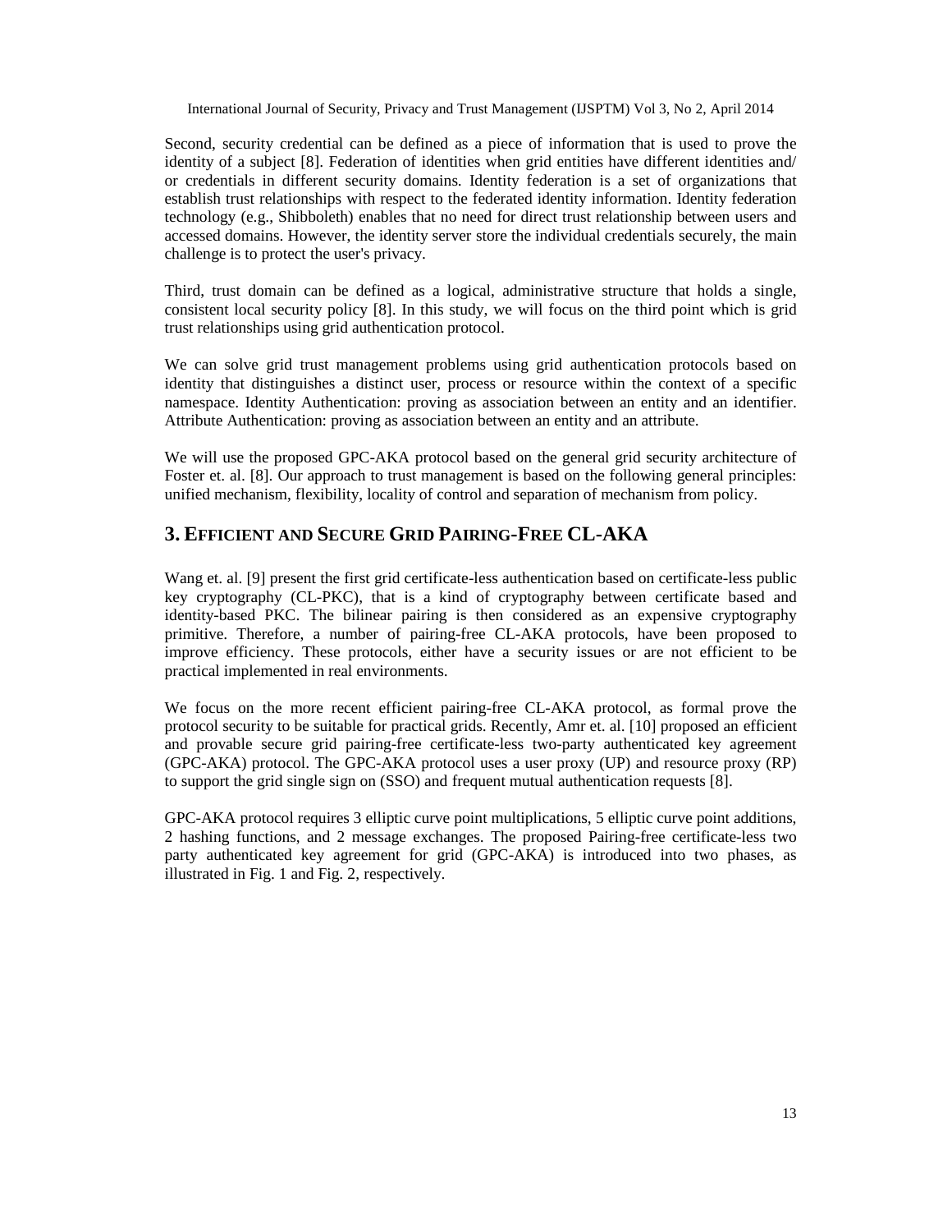Second, security credential can be defined as a piece of information that is used to prove the identity of a subject [8]. Federation of identities when grid entities have different identities and/ or credentials in different security domains. Identity federation is a set of organizations that establish trust relationships with respect to the federated identity information. Identity federation technology (e.g., Shibboleth) enables that no need for direct trust relationship between users and accessed domains. However, the identity server store the individual credentials securely, the main challenge is to protect the user's privacy.

Third, trust domain can be defined as a logical, administrative structure that holds a single, consistent local security policy [8]. In this study, we will focus on the third point which is grid trust relationships using grid authentication protocol.

We can solve grid trust management problems using grid authentication protocols based on identity that distinguishes a distinct user, process or resource within the context of a specific namespace. Identity Authentication: proving as association between an entity and an identifier. Attribute Authentication: proving as association between an entity and an attribute.

We will use the proposed GPC-AKA protocol based on the general grid security architecture of Foster et. al. [8]. Our approach to trust management is based on the following general principles: unified mechanism, flexibility, locality of control and separation of mechanism from policy.

## 3. Efficient and Secure Grid Pairing-Free CL-AKA

Wang et. al. [9] present the first grid certificate-less authentication based on certificate-less public key cryptography (CL-PKC), that is a kind of cryptography between certificate based and identity-based PKC. The bilinear pairing is then considered as an expensive cryptography primitive. Therefore, a number of pairing-free CL-AKA protocols, have been proposed to improve efficiency. These protocols, either have a security issues or are not efficient to be practical implemented in real environments.

We focus on the more recent efficient pairing-free CL-AKA protocol, as formal prove the protocol security to be suitable for practical grids. Recently, Amr et. al. [10] proposed an efficient and provable secure grid pairing-free certificate-less two-party authenticated key agreement (GPC-AKA) protocol. The GPC-AKA protocol uses a user proxy (UP) and resource proxy (RP) to support the grid single sign on (SSO) and frequent mutual authentication requests [8].

GPC-AKA protocol requires 3 elliptic curve point multiplications, 5 elliptic curve point additions, 2 hashing functions, and 2 message exchanges. The proposed Pairing-free certificate-less two party authenticated key agreement for grid (GPC-AKA) is introduced into two phases, as illustrated in Fig. 1 and Fig. 2, respectively.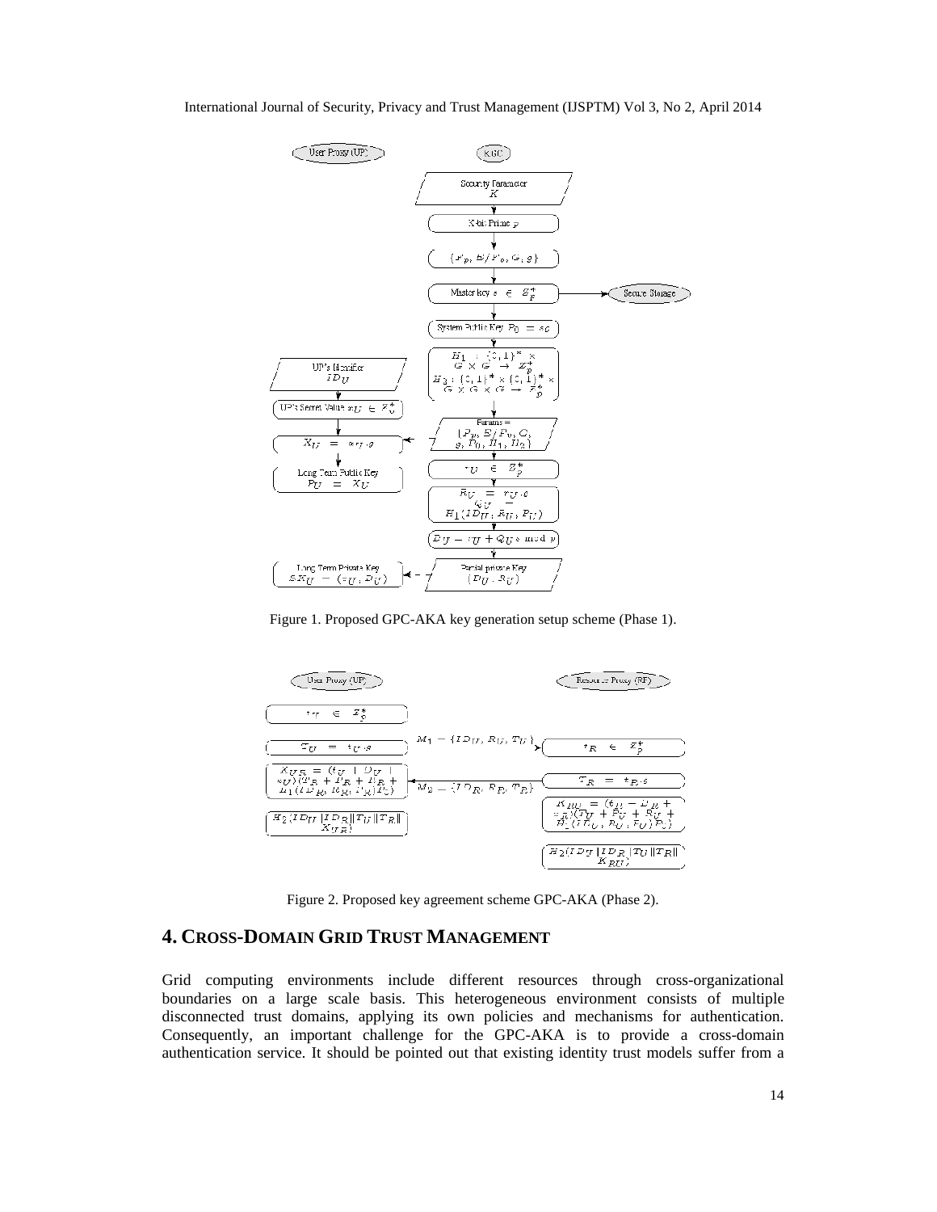Figure 1. Proposed GPC-AKA key generation setup scheme (Phase 1).

Figure 2. Proposed key agreement scheme GPC-AKA (Phase 2).

## 4. CROSS-DOMAIN GRID TRUST MANAGEMENT

Grid computing environments include different resources through cross-organizational boundaries on a large scale basis. This heterogeneous environment consists of multiple disconnected trust domains, applying its own policies and mechanisms for authentication. Consequently, an important challenge for the GPC-AKA is to provide a cross-domain authentication service. It should be pointed out that existing identity trust models suffer from a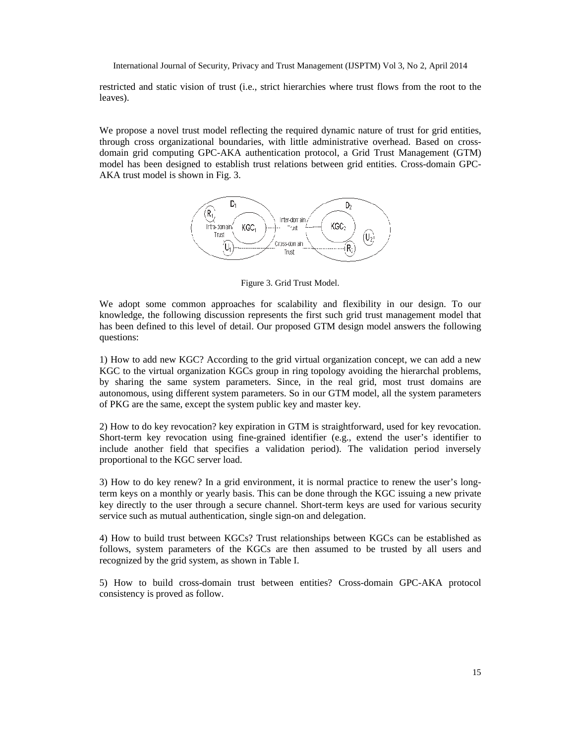restricted and static vision of trust (i.e., strict hierarchies where trust flows from the root to the leaves).

We propose a novel trust model reflecting the required dynamic nature of trust for grid entities, through cross organizational boundaries, with little administrative overhead. Based on cross-domain grid computing GPC-AKA authentication protocol, a Grid Trust Management (GTM) model has been designed to establish trust relations between grid entities. Cross-domain GPC-AKA trust model is shown in Fig. 3.

Figure 3. Grid Trust Model.

We adopt some common approaches for scalability and flexibility in our design. To our knowledge, the following discussion represents the first such grid trust management model that has been defined to this level of detail. Our proposed GTM design model answers the following questions:

1) How to add new KGC? According to the grid virtual organization concept, we can add a new KGC to the virtual organization KGCs group in ring topology avoiding the hierarchal problems, by sharing the same system parameters. Since, in the real grid, most trust domains are autonomous, using different system parameters. So in our GTM model, all the system parameters of PKG are the same, except the system public key and master key.

2) How to do key revocation? key expiration in GTM is straightforward, used for key revocation. Short-term key revocation using fine-grained identifier (e.g., extend the user's identifier to include another field that specifies a validation period). The validation period inversely proportional to the KGC server load.

3) How to do key renew? In a grid environment, it is normal practice to renew the user's long-term keys on a monthly or yearly basis. This can be done through the KGC issuing a new private key directly to the user through a secure channel. Short-term keys are used for various security service such as mutual authentication, single sign-on and delegation.

4) How to build trust between KGCs? Trust relationships between KGCs can be established as follows, system parameters of the KGCs are then assumed to be trusted by all users and recognized by the grid system, as shown in Table I.

5) How to build cross-domain trust between entities? Cross-domain GPC-AKA protocol consistency is proved as follow.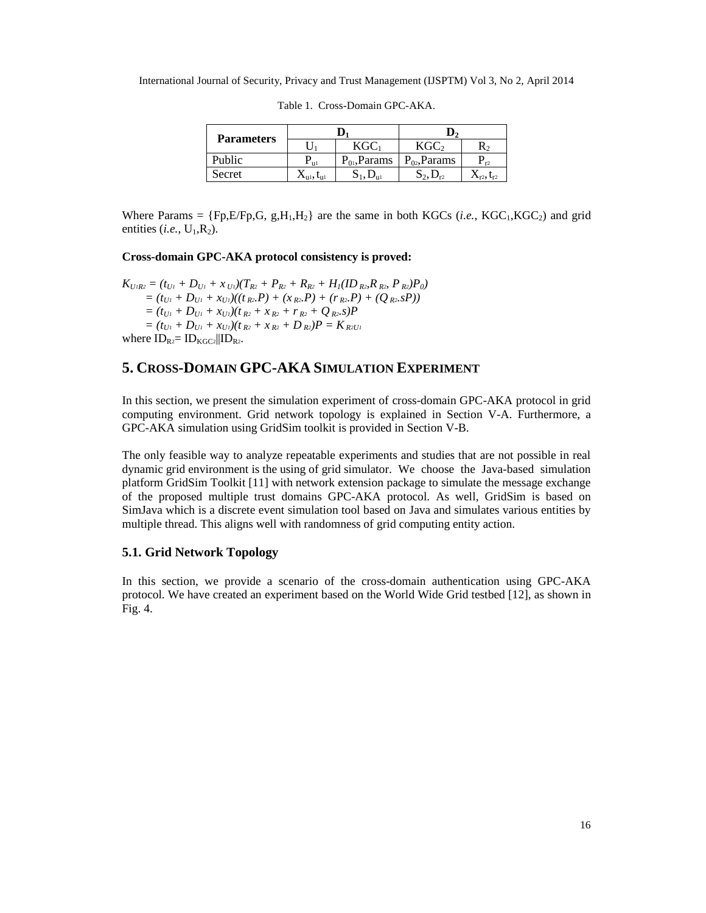Table 1. Cross-Domain GPC-AKA.

| Parameters | $D_1$ | | $D_2$ | |
|---|---|---|---|---|
| | $U_1$ | $KGC_1$ | $KGC_2$ | $R_2$ |
| Public | $P_{u1}$ | $P_{01}$,Params | $P_{02}$,Params | $P_{r2}$ |
| Secret | $X_{u1}, t_{u1}$ | $S_1, D_{u1}$ | $S_2, D_{r2}$ | $X_{r2}, t_{r2}$ |

Where Params = {Fp,E/Fp,G, g,$H_1$,$H_2$} are the same in both KGCs (*i.e.*, $KGC_1$,$KGC_2$) and grid entities (*i.e.*, $U_1$,$R_2$).

**Cross-domain GPC-AKA protocol consistency is proved:**

$$
\begin{aligned}
K_{U1R2} &= (t_{U1} + D_{U1} + x_{U1})(T_{R2} + P_{R2} + R_{R2} + H_1(ID_{R2}, R_{R2}, P_{R2})P_0) \\
&= (t_{U1} + D_{U1} + x_{U1})((t_{R2}.P) + (x_{R2}.P) + (r_{R2}.P) + (Q_{R2}.sP)) \\
&= (t_{U1} + D_{U1} + x_{U1})(t_{R2} + x_{R2} + r_{R2} + Q_{R2}.s)P \\
&= (t_{U1} + D_{U1} + x_{U1})(t_{R2} + x_{R2} + D_{R2})P = K_{R2U1}
\end{aligned}
$$

where $ID_{R2} = ID_{KGC2} \| ID_{R2}$.

## 5. Cross-Domain GPC-AKA Simulation Experiment

In this section, we present the simulation experiment of cross-domain GPC-AKA protocol in grid computing environment. Grid network topology is explained in Section V-A. Furthermore, a GPC-AKA simulation using GridSim toolkit is provided in Section V-B.

The only feasible way to analyze repeatable experiments and studies that are not possible in real dynamic grid environment is the using of grid simulator. We choose the Java-based simulation platform GridSim Toolkit [11] with network extension package to simulate the message exchange of the proposed multiple trust domains GPC-AKA protocol. As well, GridSim is based on SimJava which is a discrete event simulation tool based on Java and simulates various entities by multiple thread. This aligns well with randomness of grid computing entity action.

### 5.1. Grid Network Topology

In this section, we provide a scenario of the cross-domain authentication using GPC-AKA protocol. We have created an experiment based on the World Wide Grid testbed [12], as shown in Fig. 4.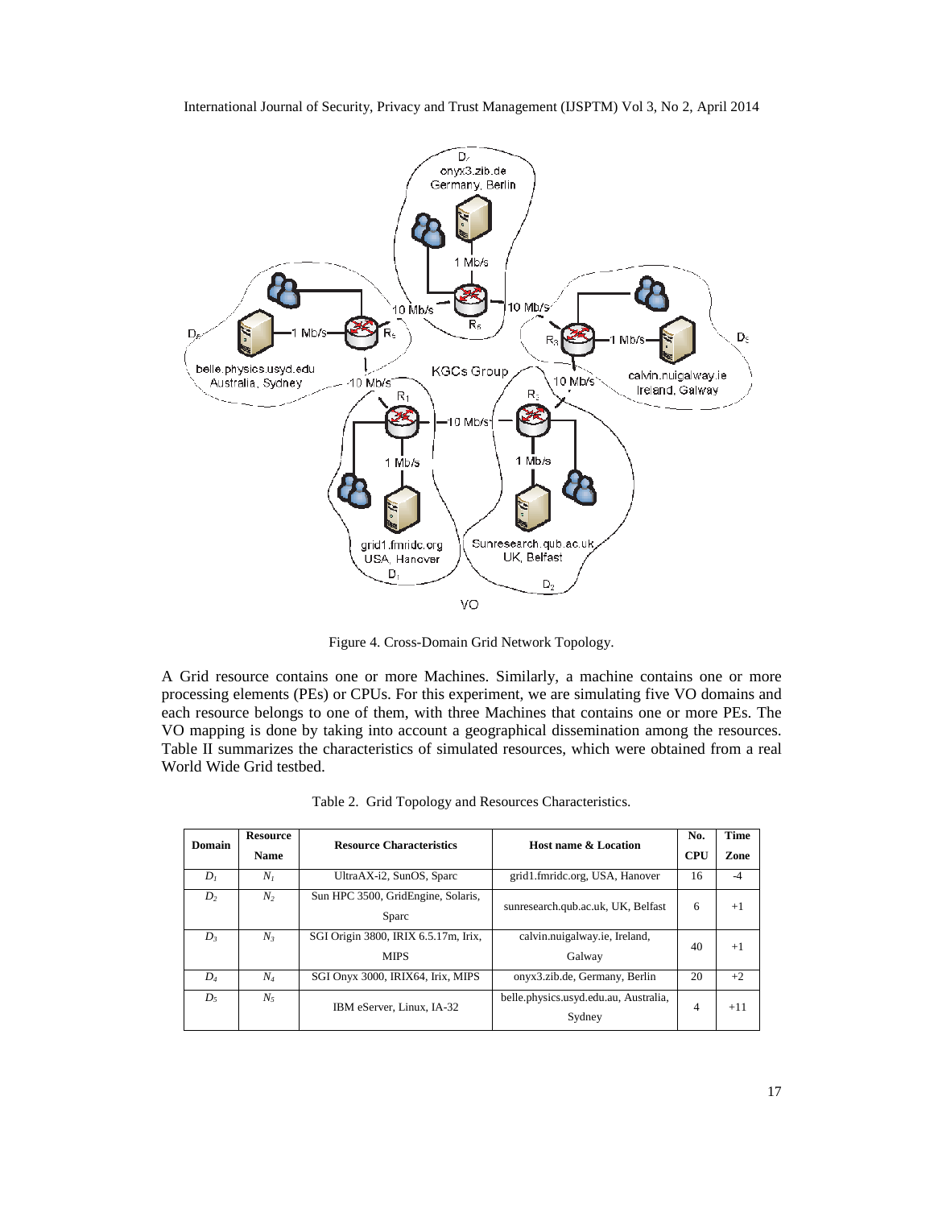Figure 4. Cross-Domain Grid Network Topology.

A Grid resource contains one or more Machines. Similarly, a machine contains one or more processing elements (PEs) or CPUs. For this experiment, we are simulating five VO domains and each resource belongs to one of them, with three Machines that contains one or more PEs. The VO mapping is done by taking into account a geographical dissemination among the resources. Table II summarizes the characteristics of simulated resources, which were obtained from a real World Wide Grid testbed.

Table 2. Grid Topology and Resources Characteristics.

| Domain | Resource Name | Resource Characteristics | Host name & Location | No. CPU | Time Zone |
|---|---|---|---|---|---|
| $D_1$ | $N_1$ | UltraAX-i2, SunOS, Sparc | grid1.fmridc.org, USA, Hanover | 16 | -4 |
| $D_2$ | $N_2$ | Sun HPC 3500, GridEngine, Solaris, Sparc | sunresearch.qub.ac.uk, UK, Belfast | 6 | +1 |
| $D_3$ | $N_3$ | SGI Origin 3800, IRIX 6.5.17m, Irix, MIPS | calvin.nuigalway.ie, Ireland, Galway | 40 | +1 |
| $D_4$ | $N_4$ | SGI Onyx 3000, IRIX64, Irix, MIPS | onyx3.zib.de, Germany, Berlin | 20 | +2 |
| $D_5$ | $N_5$ | IBM eServer, Linux, IA-32 | belle.physics.usyd.edu.au, Australia, Sydney | 4 | +11 |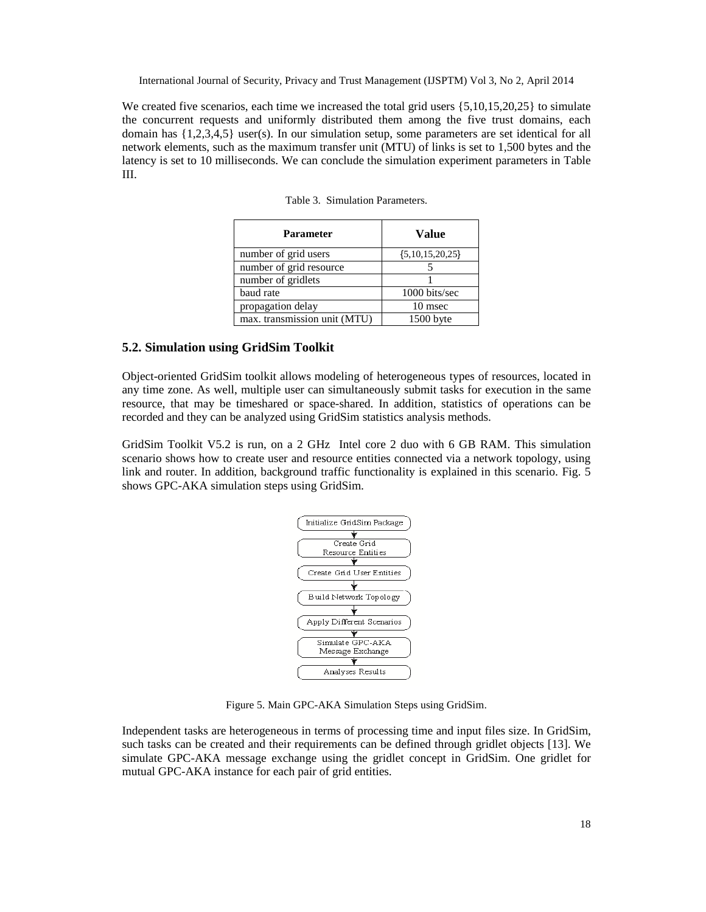We created five scenarios, each time we increased the total grid users {5,10,15,20,25} to simulate the concurrent requests and uniformly distributed them among the five trust domains, each domain has {1,2,3,4,5} user(s). In our simulation setup, some parameters are set identical for all network elements, such as the maximum transfer unit (MTU) of links is set to 1,500 bytes and the latency is set to 10 milliseconds. We can conclude the simulation experiment parameters in Table III.

Table 3. Simulation Parameters.

| Parameter | Value |
|---|---|
| number of grid users | {5,10,15,20,25} |
| number of grid resource | 5 |
| number of gridlets | 1 |
| baud rate | 1000 bits/sec |
| propagation delay | 10 msec |
| max. transmission unit (MTU) | 1500 byte |

### 5.2. Simulation using GridSim Toolkit

Object-oriented GridSim toolkit allows modeling of heterogeneous types of resources, located in any time zone. As well, multiple user can simultaneously submit tasks for execution in the same resource, that may be timeshared or space-shared. In addition, statistics of operations can be recorded and they can be analyzed using GridSim statistics analysis methods.

GridSim Toolkit V5.2 is run, on a 2 GHz Intel core 2 duo with 6 GB RAM. This simulation scenario shows how to create user and resource entities connected via a network topology, using link and router. In addition, background traffic functionality is explained in this scenario. Fig. 5 shows GPC-AKA simulation steps using GridSim.

Initialize GridSim Package → Create Grid Resource Entities → Create Grid User Entities → Build Network Topology → Apply Different Scenarios → Simulate GPC-AKA Message Exchange → Analyses Results

Figure 5. Main GPC-AKA Simulation Steps using GridSim.

Independent tasks are heterogeneous in terms of processing time and input files size. In GridSim, such tasks can be created and their requirements can be defined through gridlet objects [13]. We simulate GPC-AKA message exchange using the gridlet concept in GridSim. One gridlet for mutual GPC-AKA instance for each pair of grid entities.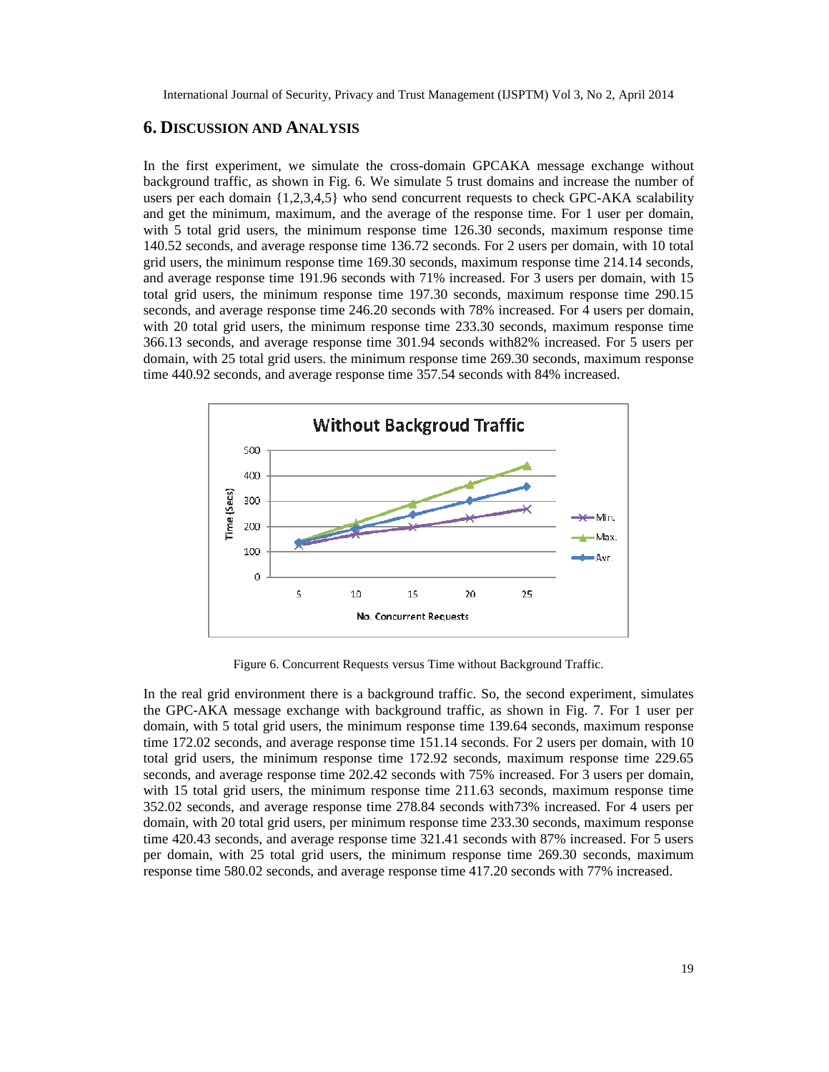## 6. DISCUSSION AND ANALYSIS

In the first experiment, we simulate the cross-domain GPCAKA message exchange without background traffic, as shown in Fig. 6. We simulate 5 trust domains and increase the number of users per each domain {1,2,3,4,5} who send concurrent requests to check GPC-AKA scalability and get the minimum, maximum, and the average of the response time. For 1 user per domain, with 5 total grid users, the minimum response time 126.30 seconds, maximum response time 140.52 seconds, and average response time 136.72 seconds. For 2 users per domain, with 10 total grid users, the minimum response time 169.30 seconds, maximum response time 214.14 seconds, and average response time 191.96 seconds with 71% increased. For 3 users per domain, with 15 total grid users, the minimum response time 197.30 seconds, maximum response time 290.15 seconds, and average response time 246.20 seconds with 78% increased. For 4 users per domain, with 20 total grid users, the minimum response time 233.30 seconds, maximum response time 366.13 seconds, and average response time 301.94 seconds with82% increased. For 5 users per domain, with 25 total grid users. the minimum response time 269.30 seconds, maximum response time 440.92 seconds, and average response time 357.54 seconds with 84% increased.

Figure 6. Concurrent Requests versus Time without Background Traffic.

In the real grid environment there is a background traffic. So, the second experiment, simulates the GPC-AKA message exchange with background traffic, as shown in Fig. 7. For 1 user per domain, with 5 total grid users, the minimum response time 139.64 seconds, maximum response time 172.02 seconds, and average response time 151.14 seconds. For 2 users per domain, with 10 total grid users, the minimum response time 172.92 seconds, maximum response time 229.65 seconds, and average response time 202.42 seconds with 75% increased. For 3 users per domain, with 15 total grid users, the minimum response time 211.63 seconds, maximum response time 352.02 seconds, and average response time 278.84 seconds with73% increased. For 4 users per domain, with 20 total grid users, per minimum response time 233.30 seconds, maximum response time 420.43 seconds, and average response time 321.41 seconds with 87% increased. For 5 users per domain, with 25 total grid users, the minimum response time 269.30 seconds, maximum response time 580.02 seconds, and average response time 417.20 seconds with 77% increased.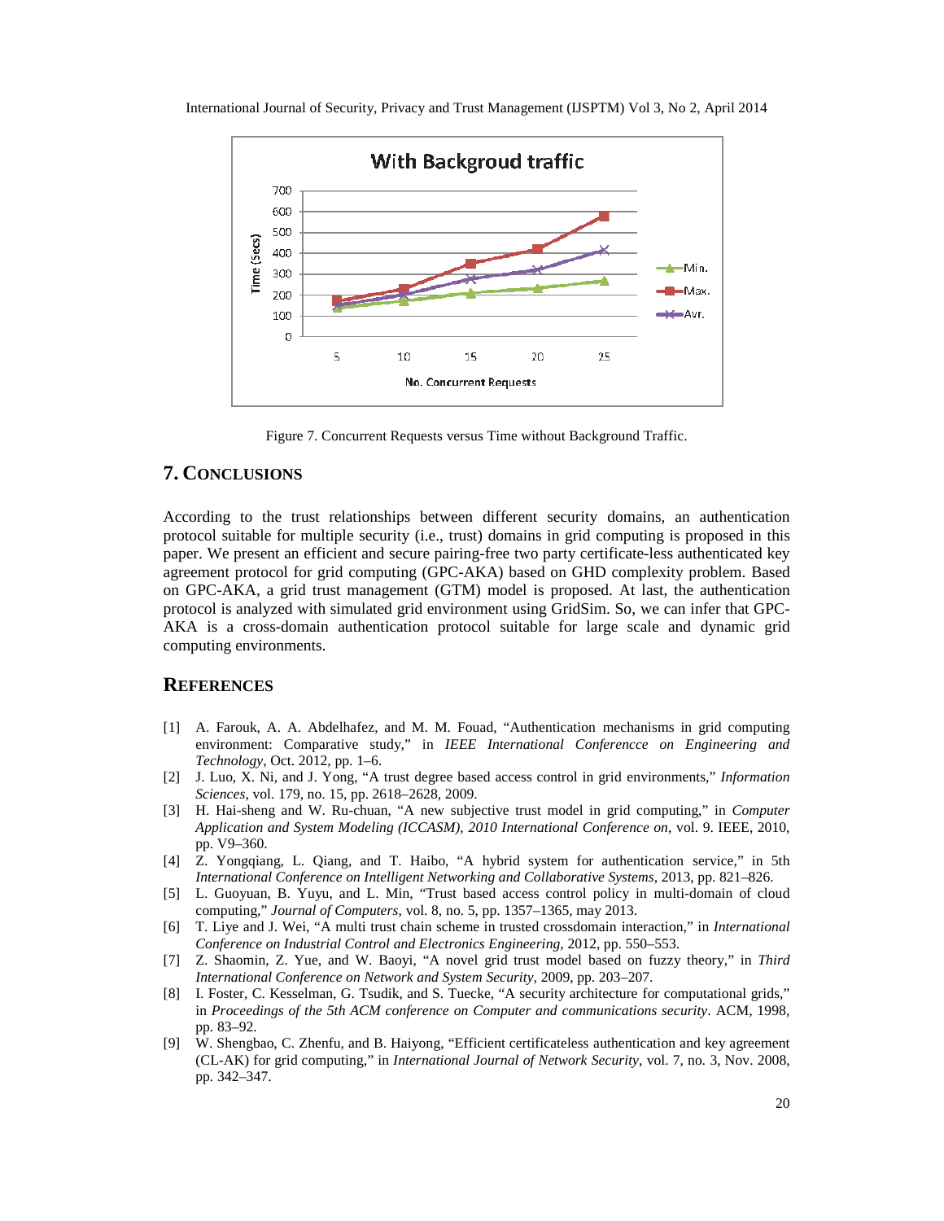Figure 7. Concurrent Requests versus Time without Background Traffic.

## 7. CONCLUSIONS

According to the trust relationships between different security domains, an authentication protocol suitable for multiple security (i.e., trust) domains in grid computing is proposed in this paper. We present an efficient and secure pairing-free two party certificate-less authenticated key agreement protocol for grid computing (GPC-AKA) based on GHD complexity problem. Based on GPC-AKA, a grid trust management (GTM) model is proposed. At last, the authentication protocol is analyzed with simulated grid environment using GridSim. So, we can infer that GPC-AKA is a cross-domain authentication protocol suitable for large scale and dynamic grid computing environments.

## REFERENCES

[1] A. Farouk, A. A. Abdelhafez, and M. M. Fouad, "Authentication mechanisms in grid computing environment: Comparative study," in *IEEE International Conferencce on Engineering and Technology*, Oct. 2012, pp. 1–6.

[2] J. Luo, X. Ni, and J. Yong, "A trust degree based access control in grid environments," *Information Sciences*, vol. 179, no. 15, pp. 2618–2628, 2009.

[3] H. Hai-sheng and W. Ru-chuan, "A new subjective trust model in grid computing," in *Computer Application and System Modeling (ICCASM), 2010 International Conference on*, vol. 9. IEEE, 2010, pp. V9–360.

[4] Z. Yongqiang, L. Qiang, and T. Haibo, "A hybrid system for authentication service," in 5th *International Conference on Intelligent Networking and Collaborative Systems*, 2013, pp. 821–826.

[5] L. Guoyuan, B. Yuyu, and L. Min, "Trust based access control policy in multi-domain of cloud computing," *Journal of Computers*, vol. 8, no. 5, pp. 1357–1365, may 2013.

[6] T. Liye and J. Wei, "A multi trust chain scheme in trusted crossdomain interaction," in *International Conference on Industrial Control and Electronics Engineering*, 2012, pp. 550–553.

[7] Z. Shaomin, Z. Yue, and W. Baoyi, "A novel grid trust model based on fuzzy theory," in *Third International Conference on Network and System Security*, 2009, pp. 203–207.

[8] I. Foster, C. Kesselman, G. Tsudik, and S. Tuecke, "A security architecture for computational grids," in *Proceedings of the 5th ACM conference on Computer and communications security*. ACM, 1998, pp. 83–92.

[9] W. Shengbao, C. Zhenfu, and B. Haiyong, "Efficient certificateless authentication and key agreement (CL-AK) for grid computing," in *International Journal of Network Security*, vol. 7, no. 3, Nov. 2008, pp. 342–347.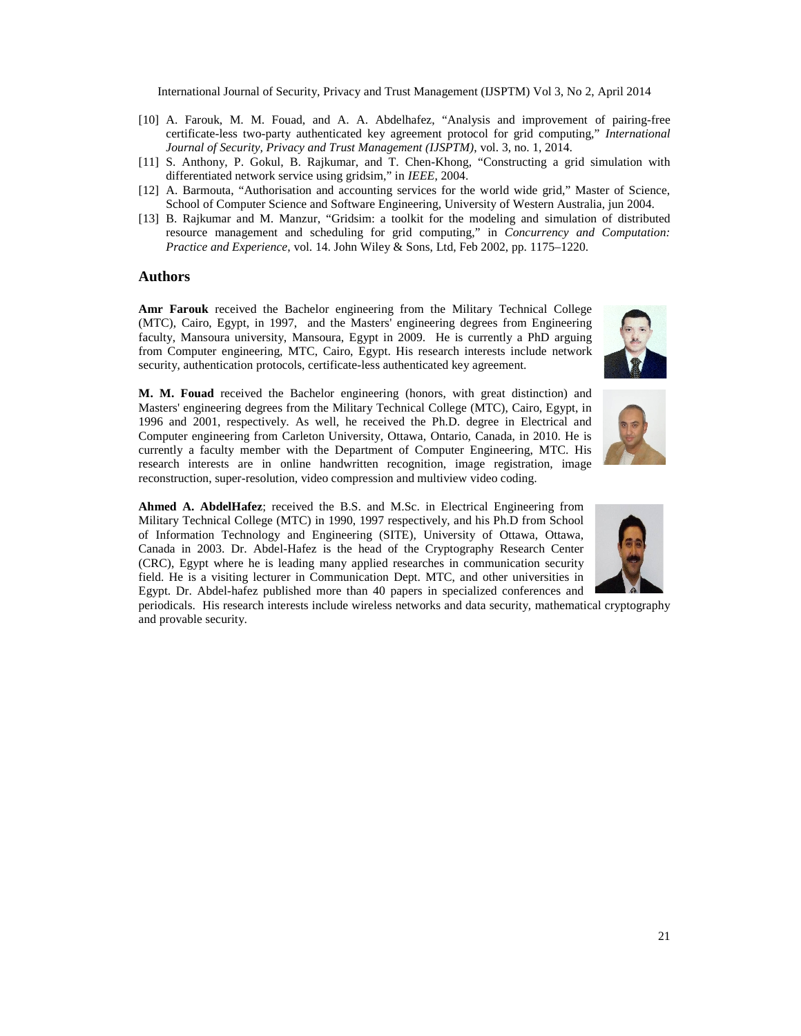[10] A. Farouk, M. M. Fouad, and A. A. Abdelhafez, "Analysis and improvement of pairing-free certificate-less two-party authenticated key agreement protocol for grid computing," *International Journal of Security, Privacy and Trust Management (IJSPTM)*, vol. 3, no. 1, 2014.

[11] S. Anthony, P. Gokul, B. Rajkumar, and T. Chen-Khong, "Constructing a grid simulation with differentiated network service using gridsim," in *IEEE*, 2004.

[12] A. Barmouta, "Authorisation and accounting services for the world wide grid," Master of Science, School of Computer Science and Software Engineering, University of Western Australia, jun 2004.

[13] B. Rajkumar and M. Manzur, "Gridsim: a toolkit for the modeling and simulation of distributed resource management and scheduling for grid computing," in *Concurrency and Computation: Practice and Experience*, vol. 14. John Wiley & Sons, Ltd, Feb 2002, pp. 1175–1220.

## Authors

**Amr Farouk** received the Bachelor engineering from the Military Technical College (MTC), Cairo, Egypt, in 1997, and the Masters' engineering degrees from Engineering faculty, Mansoura university, Mansoura, Egypt in 2009. He is currently a PhD arguing from Computer engineering, MTC, Cairo, Egypt. His research interests include network security, authentication protocols, certificate-less authenticated key agreement.

**M. M. Fouad** received the Bachelor engineering (honors, with great distinction) and Masters' engineering degrees from the Military Technical College (MTC), Cairo, Egypt, in 1996 and 2001, respectively. As well, he received the Ph.D. degree in Electrical and Computer engineering from Carleton University, Ottawa, Ontario, Canada, in 2010. He is currently a faculty member with the Department of Computer Engineering, MTC. His research interests are in online handwritten recognition, image registration, image reconstruction, super-resolution, video compression and multiview video coding.

**Ahmed A. AbdelHafez**; received the B.S. and M.Sc. in Electrical Engineering from Military Technical College (MTC) in 1990, 1997 respectively, and his Ph.D from School of Information Technology and Engineering (SITE), University of Ottawa, Ottawa, Canada in 2003. Dr. Abdel-Hafez is the head of the Cryptography Research Center (CRC), Egypt where he is leading many applied researches in communication security field. He is a visiting lecturer in Communication Dept. MTC, and other universities in Egypt. Dr. Abdel-hafez published more than 40 papers in specialized conferences and periodicals. His research interests include wireless networks and data security, mathematical cryptography and provable security.